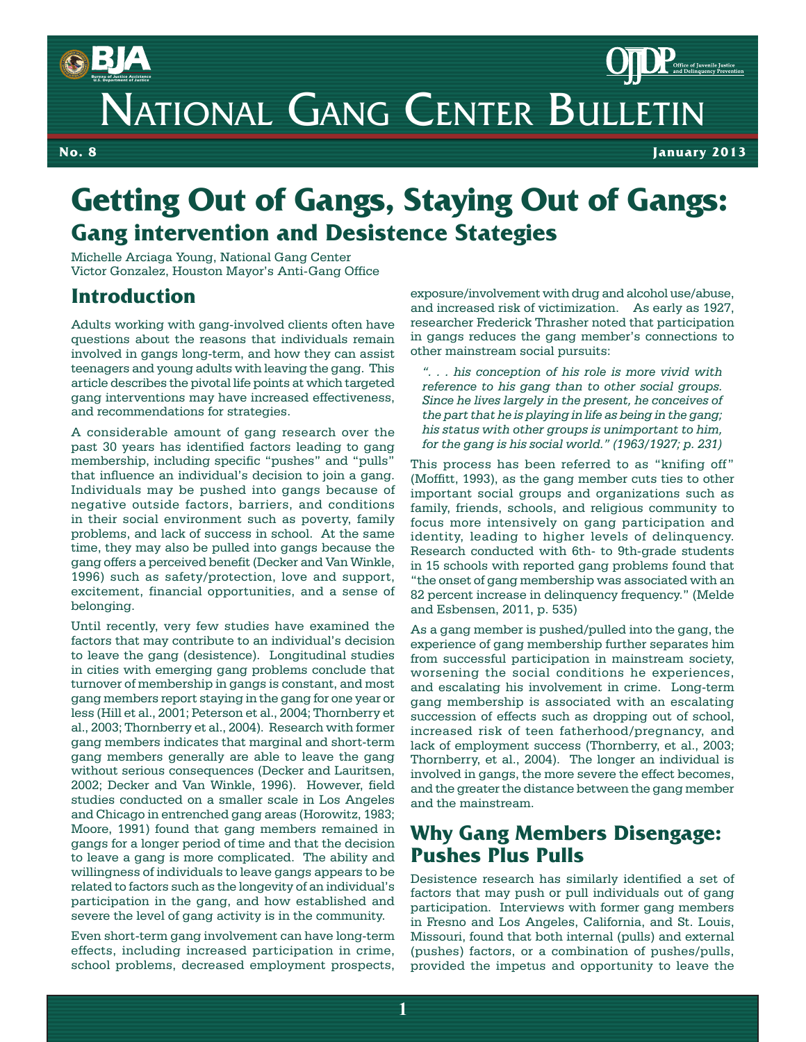# National Gang Center Bulletin

**No. 8** **January 2013**

# Getting Out of Gangs, Staying Out of Gangs:

## Gang intervention and Desistence Stategies

Michelle Arciaga Young, National Gang Center
Victor Gonzalez, Houston Mayor's Anti-Gang Office

## Introduction

Adults working with gang-involved clients often have questions about the reasons that individuals remain involved in gangs long-term, and how they can assist teenagers and young adults with leaving the gang. This article describes the pivotal life points at which targeted gang interventions may have increased effectiveness, and recommendations for strategies.

A considerable amount of gang research over the past 30 years has identified factors leading to gang membership, including specific "pushes" and "pulls" that influence an individual's decision to join a gang. Individuals may be pushed into gangs because of negative outside factors, barriers, and conditions in their social environment such as poverty, family problems, and lack of success in school. At the same time, they may also be pulled into gangs because the gang offers a perceived benefit (Decker and Van Winkle, 1996) such as safety/protection, love and support, excitement, financial opportunities, and a sense of belonging.

Until recently, very few studies have examined the factors that may contribute to an individual's decision to leave the gang (desistence). Longitudinal studies in cities with emerging gang problems conclude that turnover of membership in gangs is constant, and most gang members report staying in the gang for one year or less (Hill et al., 2001; Peterson et al., 2004; Thornberry et al., 2003; Thornberry et al., 2004). Research with former gang members indicates that marginal and short-term gang members generally are able to leave the gang without serious consequences (Decker and Lauritsen, 2002; Decker and Van Winkle, 1996). However, field studies conducted on a smaller scale in Los Angeles and Chicago in entrenched gang areas (Horowitz, 1983; Moore, 1991) found that gang members remained in gangs for a longer period of time and that the decision to leave a gang is more complicated. The ability and willingness of individuals to leave gangs appears to be related to factors such as the longevity of an individual's participation in the gang, and how established and severe the level of gang activity is in the community.

Even short-term gang involvement can have long-term effects, including increased participation in crime, school problems, decreased employment prospects, exposure/involvement with drug and alcohol use/abuse, and increased risk of victimization. As early as 1927, researcher Frederick Thrasher noted that participation in gangs reduces the gang member's connections to other mainstream social pursuits:

> *". . . his conception of his role is more vivid with reference to his gang than to other social groups. Since he lives largely in the present, he conceives of the part that he is playing in life as being in the gang; his status with other groups is unimportant to him, for the gang is his social world." (1963/1927; p. 231)*

This process has been referred to as "knifing off" (Moffitt, 1993), as the gang member cuts ties to other important social groups and organizations such as family, friends, schools, and religious community to focus more intensively on gang participation and identity, leading to higher levels of delinquency. Research conducted with 6th- to 9th-grade students in 15 schools with reported gang problems found that "the onset of gang membership was associated with an 82 percent increase in delinquency frequency." (Melde and Esbensen, 2011, p. 535)

As a gang member is pushed/pulled into the gang, the experience of gang membership further separates him from successful participation in mainstream society, worsening the social conditions he experiences, and escalating his involvement in crime. Long-term gang membership is associated with an escalating succession of effects such as dropping out of school, increased risk of teen fatherhood/pregnancy, and lack of employment success (Thornberry, et al., 2003; Thornberry, et al., 2004). The longer an individual is involved in gangs, the more severe the effect becomes, and the greater the distance between the gang member and the mainstream.

## Why Gang Members Disengage: Pushes Plus Pulls

Desistence research has similarly identified a set of factors that may push or pull individuals out of gang participation. Interviews with former gang members in Fresno and Los Angeles, California, and St. Louis, Missouri, found that both internal (pulls) and external (pushes) factors, or a combination of pushes/pulls, provided the impetus and opportunity to leave the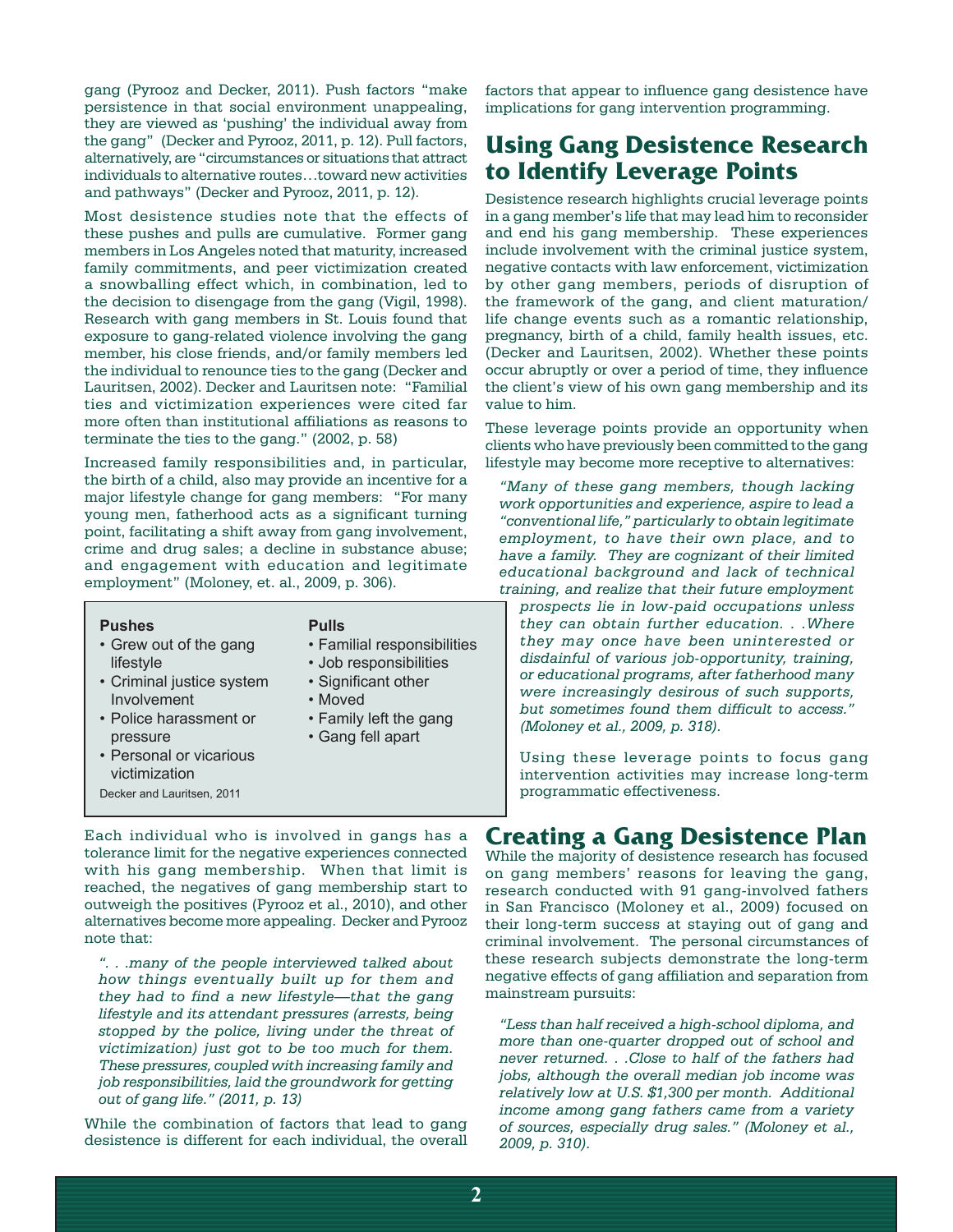gang (Pyrooz and Decker, 2011). Push factors "make persistence in that social environment unappealing, they are viewed as 'pushing' the individual away from the gang" (Decker and Pyrooz, 2011, p. 12). Pull factors, alternatively, are "circumstances or situations that attract individuals to alternative routes…toward new activities and pathways" (Decker and Pyrooz, 2011, p. 12).

Most desistence studies note that the effects of these pushes and pulls are cumulative. Former gang members in Los Angeles noted that maturity, increased family commitments, and peer victimization created a snowballing effect which, in combination, led to the decision to disengage from the gang (Vigil, 1998). Research with gang members in St. Louis found that exposure to gang-related violence involving the gang member, his close friends, and/or family members led the individual to renounce ties to the gang (Decker and Lauritsen, 2002). Decker and Lauritsen note: "Familial ties and victimization experiences were cited far more often than institutional affiliations as reasons to terminate the ties to the gang." (2002, p. 58)

Increased family responsibilities and, in particular, the birth of a child, also may provide an incentive for a major lifestyle change for gang members: "For many young men, fatherhood acts as a significant turning point, facilitating a shift away from gang involvement, crime and drug sales; a decline in substance abuse; and engagement with education and legitimate employment" (Moloney, et. al., 2009, p. 306).

| Pushes | Pulls |
| --- | --- |
| Grew out of the gang lifestyle | Familial responsibilities |
| Criminal justice system Involvement | Job responsibilities |
| Police harassment or pressure | Significant other |
| Personal or vicarious victimization | Moved |
| | Family left the gang |
| | Gang fell apart |

Decker and Lauritsen, 2011

Each individual who is involved in gangs has a tolerance limit for the negative experiences connected with his gang membership. When that limit is reached, the negatives of gang membership start to outweigh the positives (Pyrooz et al., 2010), and other alternatives become more appealing. Decker and Pyrooz note that:

> *". . .many of the people interviewed talked about how things eventually built up for them and they had to find a new lifestyle—that the gang lifestyle and its attendant pressures (arrests, being stopped by the police, living under the threat of victimization) just got to be too much for them. These pressures, coupled with increasing family and job responsibilities, laid the groundwork for getting out of gang life." (2011, p. 13)*

While the combination of factors that lead to gang desistence is different for each individual, the overall factors that appear to influence gang desistence have implications for gang intervention programming.

## Using Gang Desistence Research to Identify Leverage Points

Desistence research highlights crucial leverage points in a gang member's life that may lead him to reconsider and end his gang membership. These experiences include involvement with the criminal justice system, negative contacts with law enforcement, victimization by other gang members, periods of disruption of the framework of the gang, and client maturation/ life change events such as a romantic relationship, pregnancy, birth of a child, family health issues, etc. (Decker and Lauritsen, 2002). Whether these points occur abruptly or over a period of time, they influence the client's view of his own gang membership and its value to him.

These leverage points provide an opportunity when clients who have previously been committed to the gang lifestyle may become more receptive to alternatives:

> *"Many of these gang members, though lacking work opportunities and experience, aspire to lead a "conventional life," particularly to obtain legitimate employment, to have their own place, and to have a family. They are cognizant of their limited educational background and lack of technical training, and realize that their future employment prospects lie in low-paid occupations unless they can obtain further education. . .Where they may once have been uninterested or disdainful of various job-opportunity, training, or educational programs, after fatherhood many were increasingly desirous of such supports, but sometimes found them difficult to access." (Moloney et al., 2009, p. 318).*

Using these leverage points to focus gang intervention activities may increase long-term programmatic effectiveness.

## Creating a Gang Desistence Plan

While the majority of desistence research has focused on gang members' reasons for leaving the gang, research conducted with 91 gang-involved fathers in San Francisco (Moloney et al., 2009) focused on their long-term success at staying out of gang and criminal involvement. The personal circumstances of these research subjects demonstrate the long-term negative effects of gang affiliation and separation from mainstream pursuits:

> *"Less than half received a high-school diploma, and more than one-quarter dropped out of school and never returned. . .Close to half of the fathers had jobs, although the overall median job income was relatively low at U.S. $1,300 per month. Additional income among gang fathers came from a variety of sources, especially drug sales." (Moloney et al., 2009, p. 310).*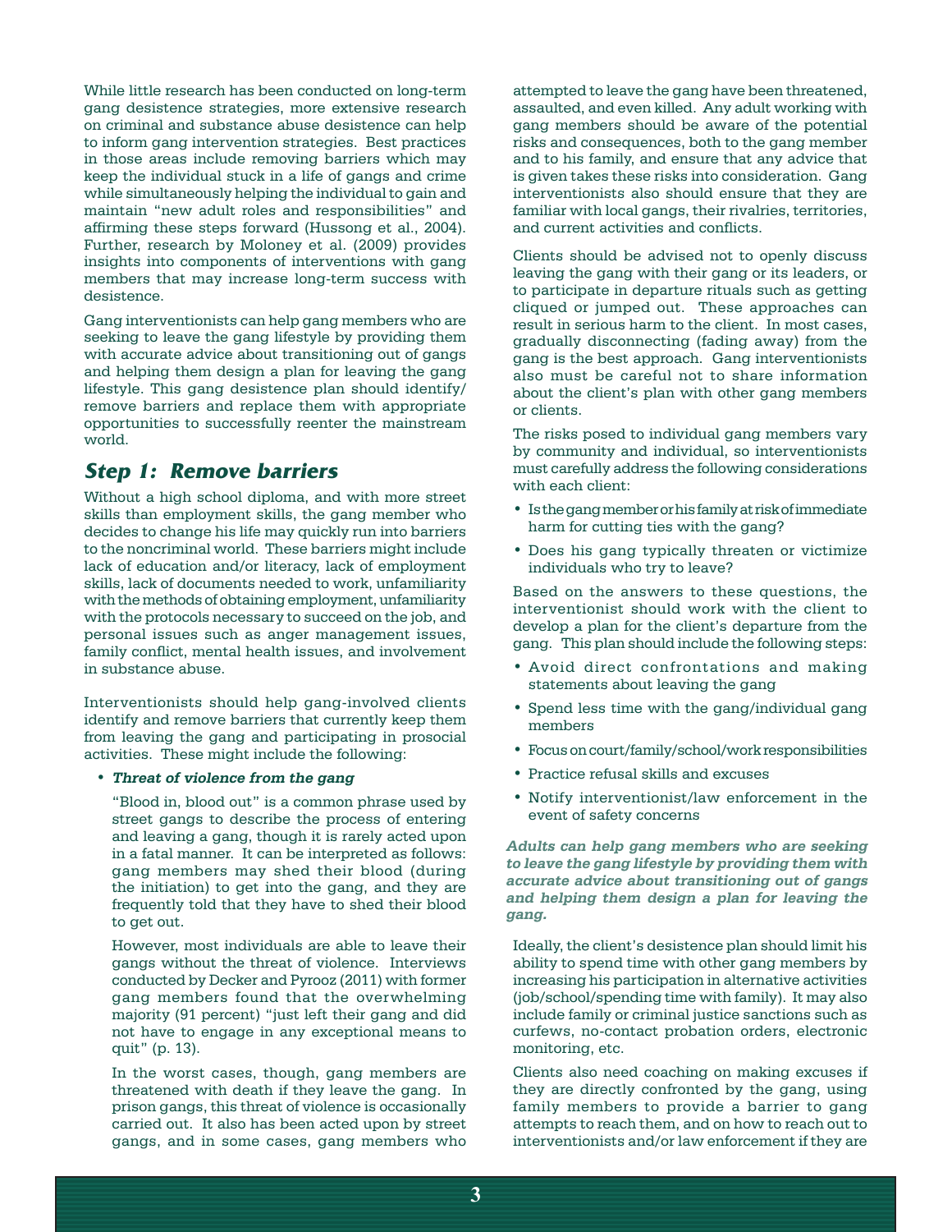While little research has been conducted on long-term gang desistence strategies, more extensive research on criminal and substance abuse desistence can help to inform gang intervention strategies. Best practices in those areas include removing barriers which may keep the individual stuck in a life of gangs and crime while simultaneously helping the individual to gain and maintain "new adult roles and responsibilities" and affirming these steps forward (Hussong et al., 2004). Further, research by Moloney et al. (2009) provides insights into components of interventions with gang members that may increase long-term success with desistence.

Gang interventionists can help gang members who are seeking to leave the gang lifestyle by providing them with accurate advice about transitioning out of gangs and helping them design a plan for leaving the gang lifestyle. This gang desistence plan should identify/remove barriers and replace them with appropriate opportunities to successfully reenter the mainstream world.

## *Step 1: Remove barriers*

Without a high school diploma, and with more street skills than employment skills, the gang member who decides to change his life may quickly run into barriers to the noncriminal world. These barriers might include lack of education and/or literacy, lack of employment skills, lack of documents needed to work, unfamiliarity with the methods of obtaining employment, unfamiliarity with the protocols necessary to succeed on the job, and personal issues such as anger management issues, family conflict, mental health issues, and involvement in substance abuse.

Interventionists should help gang-involved clients identify and remove barriers that currently keep them from leaving the gang and participating in prosocial activities. These might include the following:

- ***Threat of violence from the gang***

  "Blood in, blood out" is a common phrase used by street gangs to describe the process of entering and leaving a gang, though it is rarely acted upon in a fatal manner. It can be interpreted as follows: gang members may shed their blood (during the initiation) to get into the gang, and they are frequently told that they have to shed their blood to get out.

  However, most individuals are able to leave their gangs without the threat of violence. Interviews conducted by Decker and Pyrooz (2011) with former gang members found that the overwhelming majority (91 percent) "just left their gang and did not have to engage in any exceptional means to quit" (p. 13).

  In the worst cases, though, gang members are threatened with death if they leave the gang. In prison gangs, this threat of violence is occasionally carried out. It also has been acted upon by street gangs, and in some cases, gang members who attempted to leave the gang have been threatened, assaulted, and even killed. Any adult working with gang members should be aware of the potential risks and consequences, both to the gang member and to his family, and ensure that any advice that is given takes these risks into consideration. Gang interventionists also should ensure that they are familiar with local gangs, their rivalries, territories, and current activities and conflicts.

  Clients should be advised not to openly discuss leaving the gang with their gang or its leaders, or to participate in departure rituals such as getting cliqued or jumped out. These approaches can result in serious harm to the client. In most cases, gradually disconnecting (fading away) from the gang is the best approach. Gang interventionists also must be careful not to share information about the client's plan with other gang members or clients.

  The risks posed to individual gang members vary by community and individual, so interventionists must carefully address the following considerations with each client:

  - Is the gang member or his family at risk of immediate harm for cutting ties with the gang?
  - Does his gang typically threaten or victimize individuals who try to leave?

  Based on the answers to these questions, the interventionist should work with the client to develop a plan for the client's departure from the gang. This plan should include the following steps:

  - Avoid direct confrontations and making statements about leaving the gang
  - Spend less time with the gang/individual gang members
  - Focus on court/family/school/work responsibilities
  - Practice refusal skills and excuses
  - Notify interventionist/law enforcement in the event of safety concerns

***Adults can help gang members who are seeking to leave the gang lifestyle by providing them with accurate advice about transitioning out of gangs and helping them design a plan for leaving the gang.***

  Ideally, the client's desistence plan should limit his ability to spend time with other gang members by increasing his participation in alternative activities (job/school/spending time with family). It may also include family or criminal justice sanctions such as curfews, no-contact probation orders, electronic monitoring, etc.

  Clients also need coaching on making excuses if they are directly confronted by the gang, using family members to provide a barrier to gang attempts to reach them, and on how to reach out to interventionists and/or law enforcement if they are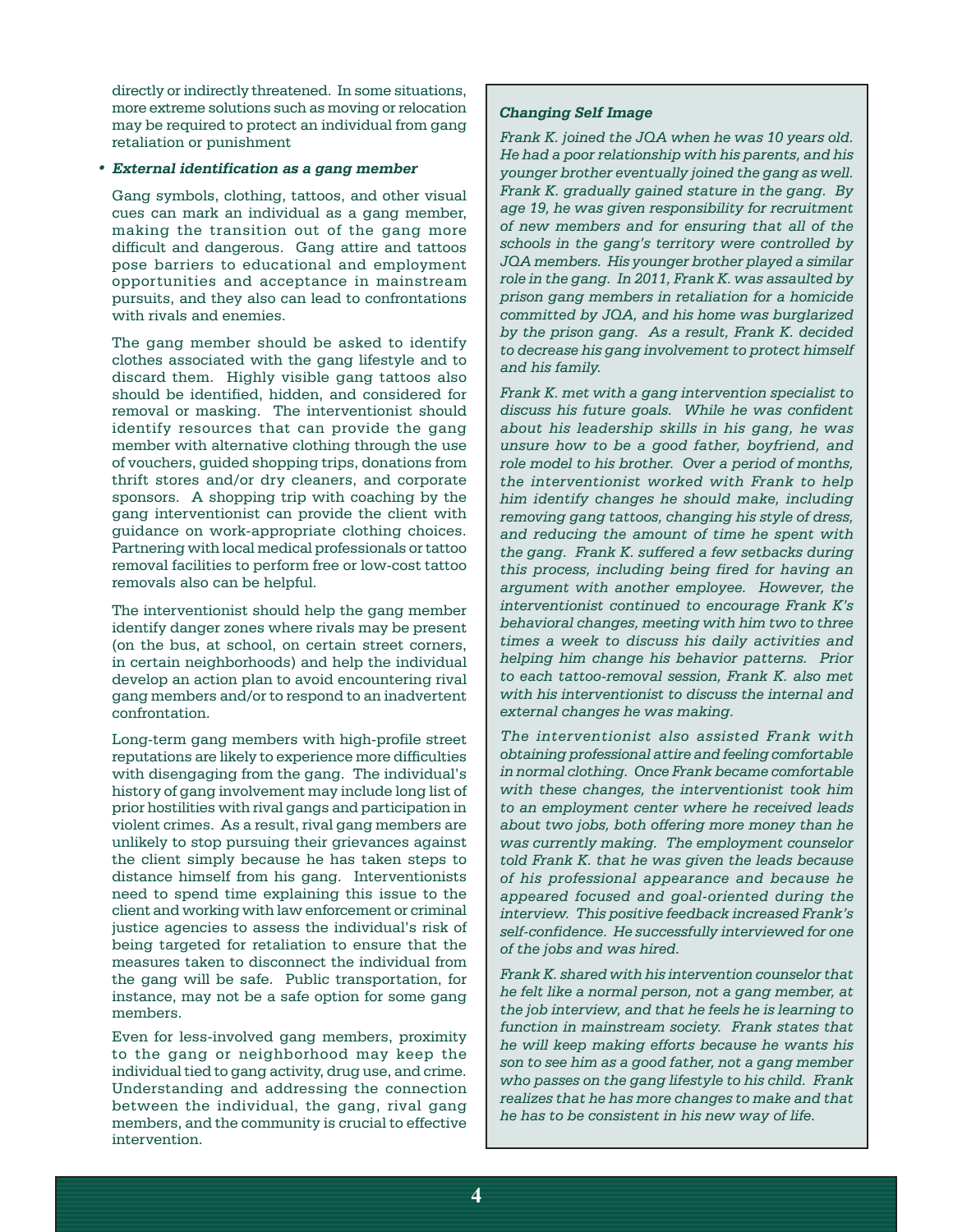directly or indirectly threatened. In some situations, more extreme solutions such as moving or relocation may be required to protect an individual from gang retaliation or punishment

- ***External identification as a gang member***

  Gang symbols, clothing, tattoos, and other visual cues can mark an individual as a gang member, making the transition out of the gang more difficult and dangerous. Gang attire and tattoos pose barriers to educational and employment opportunities and acceptance in mainstream pursuits, and they also can lead to confrontations with rivals and enemies.

  The gang member should be asked to identify clothes associated with the gang lifestyle and to discard them. Highly visible gang tattoos also should be identified, hidden, and considered for removal or masking. The interventionist should identify resources that can provide the gang member with alternative clothing through the use of vouchers, guided shopping trips, donations from thrift stores and/or dry cleaners, and corporate sponsors. A shopping trip with coaching by the gang interventionist can provide the client with guidance on work-appropriate clothing choices. Partnering with local medical professionals or tattoo removal facilities to perform free or low-cost tattoo removals also can be helpful.

  The interventionist should help the gang member identify danger zones where rivals may be present (on the bus, at school, on certain street corners, in certain neighborhoods) and help the individual develop an action plan to avoid encountering rival gang members and/or to respond to an inadvertent confrontation.

  Long-term gang members with high-profile street reputations are likely to experience more difficulties with disengaging from the gang. The individual's history of gang involvement may include long list of prior hostilities with rival gangs and participation in violent crimes. As a result, rival gang members are unlikely to stop pursuing their grievances against the client simply because he has taken steps to distance himself from his gang. Interventionists need to spend time explaining this issue to the client and working with law enforcement or criminal justice agencies to assess the individual's risk of being targeted for retaliation to ensure that the measures taken to disconnect the individual from the gang will be safe. Public transportation, for instance, may not be a safe option for some gang members.

  Even for less-involved gang members, proximity to the gang or neighborhood may keep the individual tied to gang activity, drug use, and crime. Understanding and addressing the connection between the individual, the gang, rival gang members, and the community is crucial to effective intervention.

***Changing Self Image***

*Frank K. joined the JQA when he was 10 years old. He had a poor relationship with his parents, and his younger brother eventually joined the gang as well. Frank K. gradually gained stature in the gang. By age 19, he was given responsibility for recruitment of new members and for ensuring that all of the schools in the gang's territory were controlled by JQA members. His younger brother played a similar role in the gang. In 2011, Frank K. was assaulted by prison gang members in retaliation for a homicide committed by JQA, and his home was burglarized by the prison gang. As a result, Frank K. decided to decrease his gang involvement to protect himself and his family.*

*Frank K. met with a gang intervention specialist to discuss his future goals. While he was confident about his leadership skills in his gang, he was unsure how to be a good father, boyfriend, and role model to his brother. Over a period of months, the interventionist worked with Frank to help him identify changes he should make, including removing gang tattoos, changing his style of dress, and reducing the amount of time he spent with the gang. Frank K. suffered a few setbacks during this process, including being fired for having an argument with another employee. However, the interventionist continued to encourage Frank K's behavioral changes, meeting with him two to three times a week to discuss his daily activities and helping him change his behavior patterns. Prior to each tattoo-removal session, Frank K. also met with his interventionist to discuss the internal and external changes he was making.*

*The interventionist also assisted Frank with obtaining professional attire and feeling comfortable in normal clothing. Once Frank became comfortable with these changes, the interventionist took him to an employment center where he received leads about two jobs, both offering more money than he was currently making. The employment counselor told Frank K. that he was given the leads because of his professional appearance and because he appeared focused and goal-oriented during the interview. This positive feedback increased Frank's self-confidence. He successfully interviewed for one of the jobs and was hired.*

*Frank K. shared with his intervention counselor that he felt like a normal person, not a gang member, at the job interview, and that he feels he is learning to function in mainstream society. Frank states that he will keep making efforts because he wants his son to see him as a good father, not a gang member who passes on the gang lifestyle to his child. Frank realizes that he has more changes to make and that he has to be consistent in his new way of life.*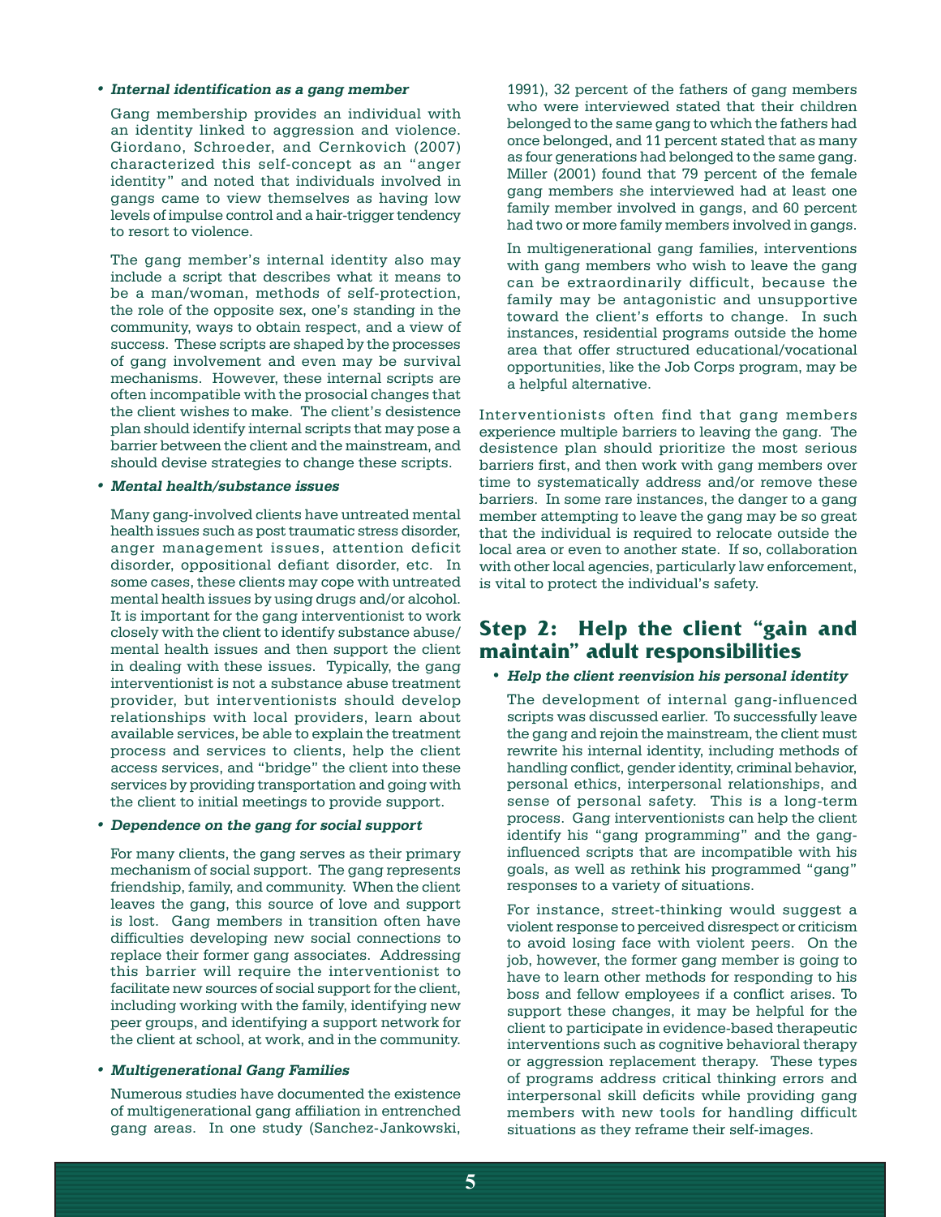- ***Internal identification as a gang member***

  Gang membership provides an individual with an identity linked to aggression and violence. Giordano, Schroeder, and Cernkovich (2007) characterized this self-concept as an "anger identity" and noted that individuals involved in gangs came to view themselves as having low levels of impulse control and a hair-trigger tendency to resort to violence.

  The gang member's internal identity also may include a script that describes what it means to be a man/woman, methods of self-protection, the role of the opposite sex, one's standing in the community, ways to obtain respect, and a view of success. These scripts are shaped by the processes of gang involvement and even may be survival mechanisms. However, these internal scripts are often incompatible with the prosocial changes that the client wishes to make. The client's desistence plan should identify internal scripts that may pose a barrier between the client and the mainstream, and should devise strategies to change these scripts.

- ***Mental health/substance issues***

  Many gang-involved clients have untreated mental health issues such as post traumatic stress disorder, anger management issues, attention deficit disorder, oppositional defiant disorder, etc. In some cases, these clients may cope with untreated mental health issues by using drugs and/or alcohol. It is important for the gang interventionist to work closely with the client to identify substance abuse/mental health issues and then support the client in dealing with these issues. Typically, the gang interventionist is not a substance abuse treatment provider, but interventionists should develop relationships with local providers, learn about available services, be able to explain the treatment process and services to clients, help the client access services, and "bridge" the client into these services by providing transportation and going with the client to initial meetings to provide support.

- ***Dependence on the gang for social support***

  For many clients, the gang serves as their primary mechanism of social support. The gang represents friendship, family, and community. When the client leaves the gang, this source of love and support is lost. Gang members in transition often have difficulties developing new social connections to replace their former gang associates. Addressing this barrier will require the interventionist to facilitate new sources of social support for the client, including working with the family, identifying new peer groups, and identifying a support network for the client at school, at work, and in the community.

- ***Multigenerational Gang Families***

  Numerous studies have documented the existence of multigenerational gang affiliation in entrenched gang areas. In one study (Sanchez-Jankowski, 1991), 32 percent of the fathers of gang members who were interviewed stated that their children belonged to the same gang to which the fathers had once belonged, and 11 percent stated that as many as four generations had belonged to the same gang. Miller (2001) found that 79 percent of the female gang members she interviewed had at least one family member involved in gangs, and 60 percent had two or more family members involved in gangs.

  In multigenerational gang families, interventions with gang members who wish to leave the gang can be extraordinarily difficult, because the family may be antagonistic and unsupportive toward the client's efforts to change. In such instances, residential programs outside the home area that offer structured educational/vocational opportunities, like the Job Corps program, may be a helpful alternative.

Interventionists often find that gang members experience multiple barriers to leaving the gang. The desistence plan should prioritize the most serious barriers first, and then work with gang members over time to systematically address and/or remove these barriers. In some rare instances, the danger to a gang member attempting to leave the gang may be so great that the individual is required to relocate outside the local area or even to another state. If so, collaboration with other local agencies, particularly law enforcement, is vital to protect the individual's safety.

## Step 2: Help the client "gain and maintain" adult responsibilities

- ***Help the client reenvision his personal identity***

  The development of internal gang-influenced scripts was discussed earlier. To successfully leave the gang and rejoin the mainstream, the client must rewrite his internal identity, including methods of handling conflict, gender identity, criminal behavior, personal ethics, interpersonal relationships, and sense of personal safety. This is a long-term process. Gang interventionists can help the client identify his "gang programming" and the gang-influenced scripts that are incompatible with his goals, as well as rethink his programmed "gang" responses to a variety of situations.

  For instance, street-thinking would suggest a violent response to perceived disrespect or criticism to avoid losing face with violent peers. On the job, however, the former gang member is going to have to learn other methods for responding to his boss and fellow employees if a conflict arises. To support these changes, it may be helpful for the client to participate in evidence-based therapeutic interventions such as cognitive behavioral therapy or aggression replacement therapy. These types of programs address critical thinking errors and interpersonal skill deficits while providing gang members with new tools for handling difficult situations as they reframe their self-images.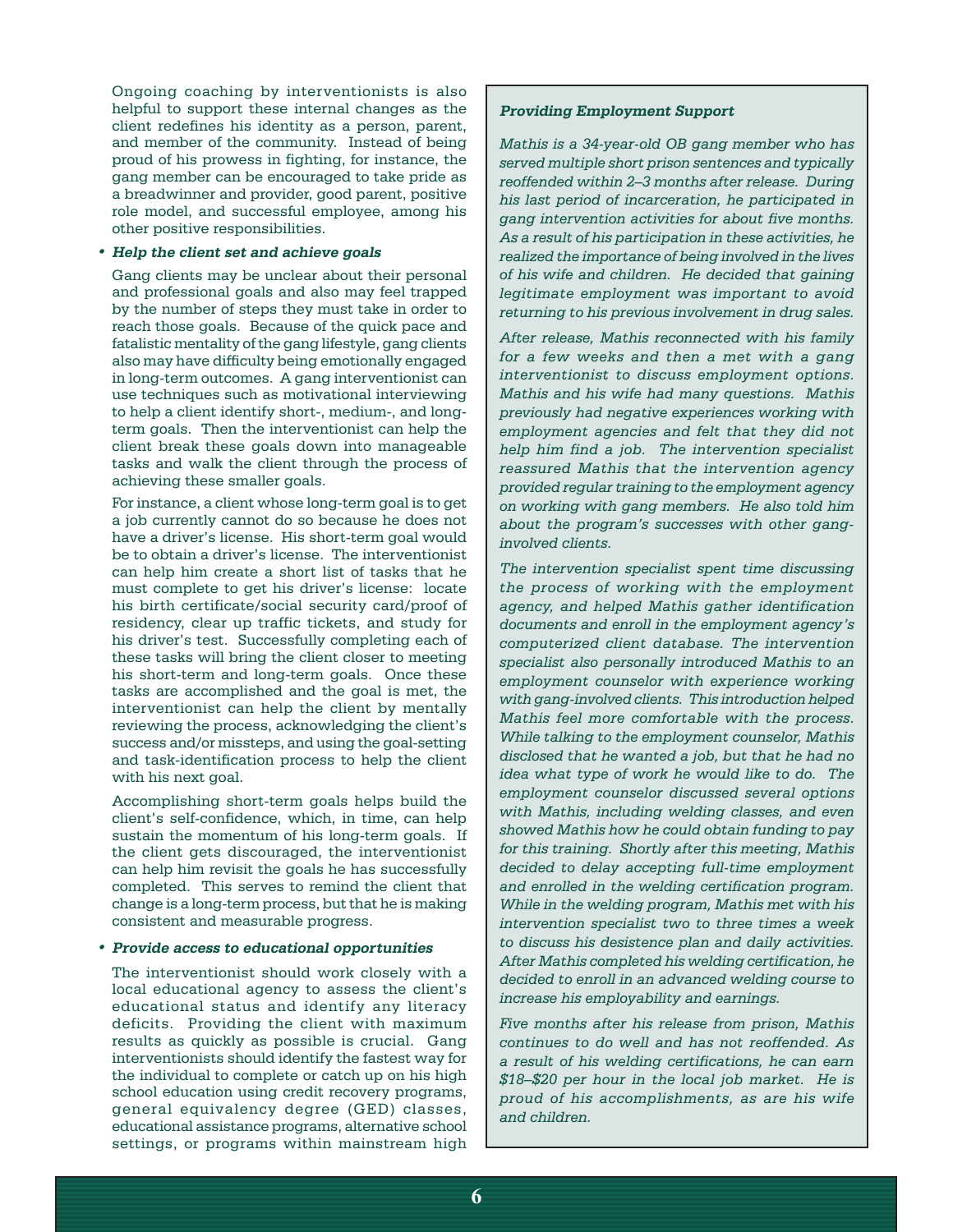Ongoing coaching by interventionists is also helpful to support these internal changes as the client redefines his identity as a person, parent, and member of the community. Instead of being proud of his prowess in fighting, for instance, the gang member can be encouraged to take pride as a breadwinner and provider, good parent, positive role model, and successful employee, among his other positive responsibilities.

- ***Help the client set and achieve goals***

  Gang clients may be unclear about their personal and professional goals and also may feel trapped by the number of steps they must take in order to reach those goals. Because of the quick pace and fatalistic mentality of the gang lifestyle, gang clients also may have difficulty being emotionally engaged in long-term outcomes. A gang interventionist can use techniques such as motivational interviewing to help a client identify short-, medium-, and long-term goals. Then the interventionist can help the client break these goals down into manageable tasks and walk the client through the process of achieving these smaller goals.

  For instance, a client whose long-term goal is to get a job currently cannot do so because he does not have a driver's license. His short-term goal would be to obtain a driver's license. The interventionist can help him create a short list of tasks that he must complete to get his driver's license: locate his birth certificate/social security card/proof of residency, clear up traffic tickets, and study for his driver's test. Successfully completing each of these tasks will bring the client closer to meeting his short-term and long-term goals. Once these tasks are accomplished and the goal is met, the interventionist can help the client by mentally reviewing the process, acknowledging the client's success and/or missteps, and using the goal-setting and task-identification process to help the client with his next goal.

  Accomplishing short-term goals helps build the client's self-confidence, which, in time, can help sustain the momentum of his long-term goals. If the client gets discouraged, the interventionist can help him revisit the goals he has successfully completed. This serves to remind the client that change is a long-term process, but that he is making consistent and measurable progress.

- ***Provide access to educational opportunities***

  The interventionist should work closely with a local educational agency to assess the client's educational status and identify any literacy deficits. Providing the client with maximum results as quickly as possible is crucial. Gang interventionists should identify the fastest way for the individual to complete or catch up on his high school education using credit recovery programs, general equivalency degree (GED) classes, educational assistance programs, alternative school settings, or programs within mainstream high

---

***Providing Employment Support***

*Mathis is a 34-year-old OB gang member who has served multiple short prison sentences and typically reoffended within 2–3 months after release. During his last period of incarceration, he participated in gang intervention activities for about five months. As a result of his participation in these activities, he realized the importance of being involved in the lives of his wife and children. He decided that gaining legitimate employment was important to avoid returning to his previous involvement in drug sales.*

*After release, Mathis reconnected with his family for a few weeks and then a met with a gang interventionist to discuss employment options. Mathis and his wife had many questions. Mathis previously had negative experiences working with employment agencies and felt that they did not help him find a job. The intervention specialist reassured Mathis that the intervention agency provided regular training to the employment agency on working with gang members. He also told him about the program's successes with other gang-involved clients.*

*The intervention specialist spent time discussing the process of working with the employment agency, and helped Mathis gather identification documents and enroll in the employment agency's computerized client database. The intervention specialist also personally introduced Mathis to an employment counselor with experience working with gang-involved clients. This introduction helped Mathis feel more comfortable with the process. While talking to the employment counselor, Mathis disclosed that he wanted a job, but that he had no idea what type of work he would like to do. The employment counselor discussed several options with Mathis, including welding classes, and even showed Mathis how he could obtain funding to pay for this training. Shortly after this meeting, Mathis decided to delay accepting full-time employment and enrolled in the welding certification program. While in the welding program, Mathis met with his intervention specialist two to three times a week to discuss his desistence plan and daily activities. After Mathis completed his welding certification, he decided to enroll in an advanced welding course to increase his employability and earnings.*

*Five months after his release from prison, Mathis continues to do well and has not reoffended. As a result of his welding certifications, he can earn $18–$20 per hour in the local job market. He is proud of his accomplishments, as are his wife and children.*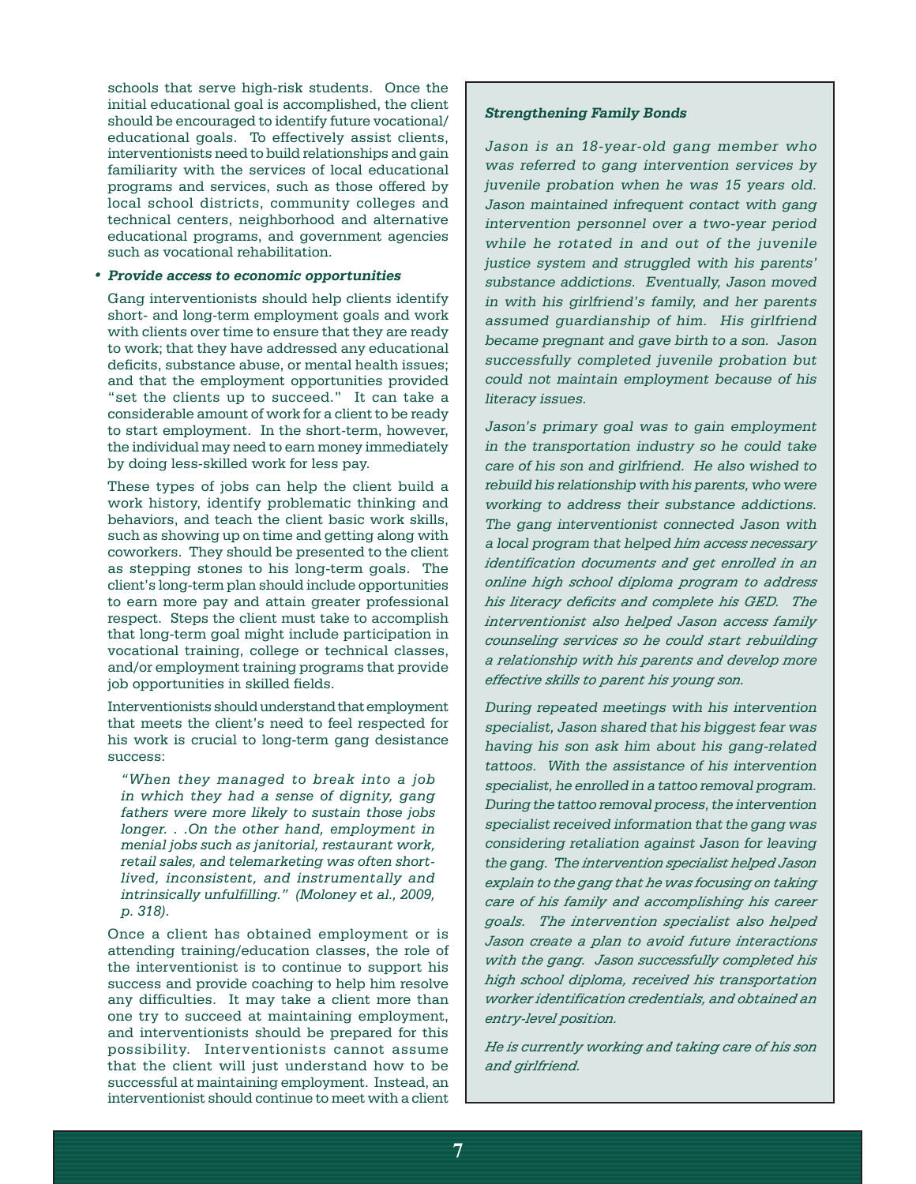schools that serve high-risk students. Once the initial educational goal is accomplished, the client should be encouraged to identify future vocational/educational goals. To effectively assist clients, interventionists need to build relationships and gain familiarity with the services of local educational programs and services, such as those offered by local school districts, community colleges and technical centers, neighborhood and alternative educational programs, and government agencies such as vocational rehabilitation.

- ***Provide access to economic opportunities***

  Gang interventionists should help clients identify short- and long-term employment goals and work with clients over time to ensure that they are ready to work; that they have addressed any educational deficits, substance abuse, or mental health issues; and that the employment opportunities provided "set the clients up to succeed." It can take a considerable amount of work for a client to be ready to start employment. In the short-term, however, the individual may need to earn money immediately by doing less-skilled work for less pay.

  These types of jobs can help the client build a work history, identify problematic thinking and behaviors, and teach the client basic work skills, such as showing up on time and getting along with coworkers. They should be presented to the client as stepping stones to his long-term goals. The client's long-term plan should include opportunities to earn more pay and attain greater professional respect. Steps the client must take to accomplish that long-term goal might include participation in vocational training, college or technical classes, and/or employment training programs that provide job opportunities in skilled fields.

  Interventionists should understand that employment that meets the client's need to feel respected for his work is crucial to long-term gang desistance success:

  > *"When they managed to break into a job in which they had a sense of dignity, gang fathers were more likely to sustain those jobs longer. . .On the other hand, employment in menial jobs such as janitorial, restaurant work, retail sales, and telemarketing was often short-lived, inconsistent, and instrumentally and intrinsically unfulfilling." (Moloney et al., 2009, p. 318).*

  Once a client has obtained employment or is attending training/education classes, the role of the interventionist is to continue to support his success and provide coaching to help him resolve any difficulties. It may take a client more than one try to succeed at maintaining employment, and interventionists should be prepared for this possibility. Interventionists cannot assume that the client will just understand how to be successful at maintaining employment. Instead, an interventionist should continue to meet with a client

***Strengthening Family Bonds***

*Jason is an 18-year-old gang member who was referred to gang intervention services by juvenile probation when he was 15 years old. Jason maintained infrequent contact with gang intervention personnel over a two-year period while he rotated in and out of the juvenile justice system and struggled with his parents' substance addictions. Eventually, Jason moved in with his girlfriend's family, and her parents assumed guardianship of him. His girlfriend became pregnant and gave birth to a son. Jason successfully completed juvenile probation but could not maintain employment because of his literacy issues.*

*Jason's primary goal was to gain employment in the transportation industry so he could take care of his son and girlfriend. He also wished to rebuild his relationship with his parents, who were working to address their substance addictions. The gang interventionist connected Jason with a local program that helped him access necessary identification documents and get enrolled in an online high school diploma program to address his literacy deficits and complete his GED. The interventionist also helped Jason access family counseling services so he could start rebuilding a relationship with his parents and develop more effective skills to parent his young son.*

*During repeated meetings with his intervention specialist, Jason shared that his biggest fear was having his son ask him about his gang-related tattoos. With the assistance of his intervention specialist, he enrolled in a tattoo removal program. During the tattoo removal process, the intervention specialist received information that the gang was considering retaliation against Jason for leaving the gang. The intervention specialist helped Jason explain to the gang that he was focusing on taking care of his family and accomplishing his career goals. The intervention specialist also helped Jason create a plan to avoid future interactions with the gang. Jason successfully completed his high school diploma, received his transportation worker identification credentials, and obtained an entry-level position.*

*He is currently working and taking care of his son and girlfriend.*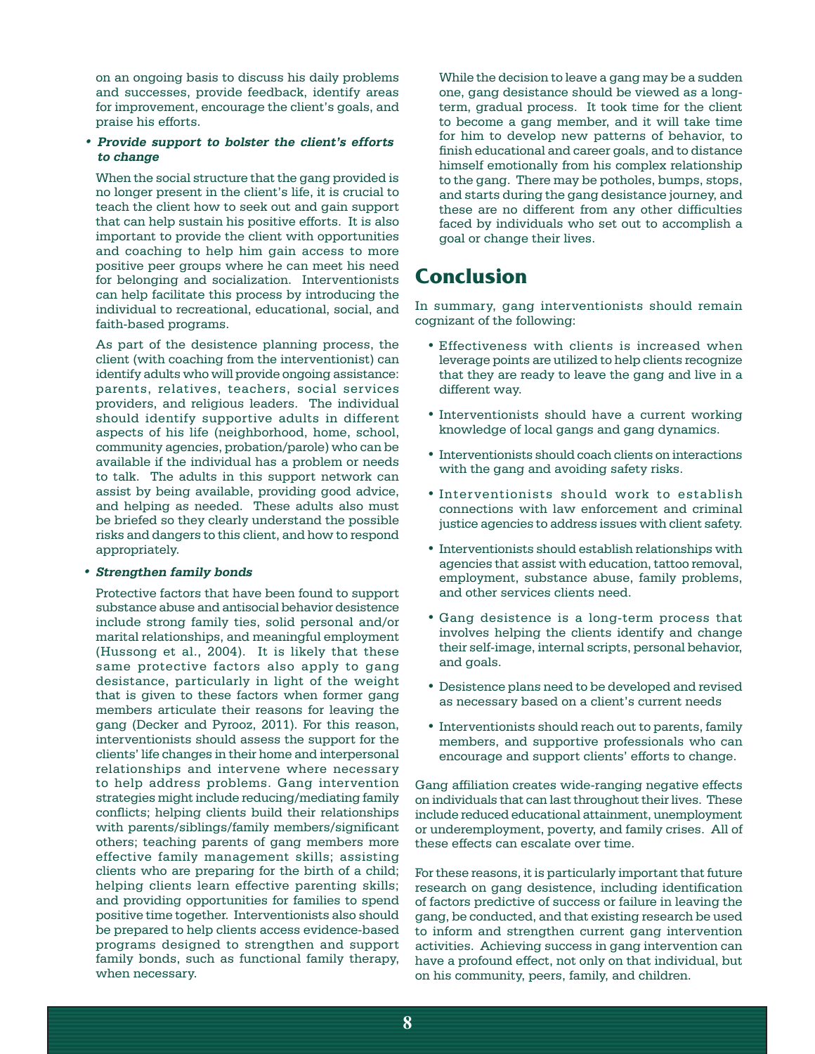on an ongoing basis to discuss his daily problems and successes, provide feedback, identify areas for improvement, encourage the client's goals, and praise his efforts.

- ***Provide support to bolster the client's efforts to change***

When the social structure that the gang provided is no longer present in the client's life, it is crucial to teach the client how to seek out and gain support that can help sustain his positive efforts. It is also important to provide the client with opportunities and coaching to help him gain access to more positive peer groups where he can meet his need for belonging and socialization. Interventionists can help facilitate this process by introducing the individual to recreational, educational, social, and faith-based programs.

As part of the desistence planning process, the client (with coaching from the interventionist) can identify adults who will provide ongoing assistance: parents, relatives, teachers, social services providers, and religious leaders. The individual should identify supportive adults in different aspects of his life (neighborhood, home, school, community agencies, probation/parole) who can be available if the individual has a problem or needs to talk. The adults in this support network can assist by being available, providing good advice, and helping as needed. These adults also must be briefed so they clearly understand the possible risks and dangers to this client, and how to respond appropriately.

- ***Strengthen family bonds***

Protective factors that have been found to support substance abuse and antisocial behavior desistence include strong family ties, solid personal and/or marital relationships, and meaningful employment (Hussong et al., 2004). It is likely that these same protective factors also apply to gang desistance, particularly in light of the weight that is given to these factors when former gang members articulate their reasons for leaving the gang (Decker and Pyrooz, 2011). For this reason, interventionists should assess the support for the clients' life changes in their home and interpersonal relationships and intervene where necessary to help address problems. Gang intervention strategies might include reducing/mediating family conflicts; helping clients build their relationships with parents/siblings/family members/significant others; teaching parents of gang members more effective family management skills; assisting clients who are preparing for the birth of a child; helping clients learn effective parenting skills; and providing opportunities for families to spend positive time together. Interventionists also should be prepared to help clients access evidence-based programs designed to strengthen and support family bonds, such as functional family therapy, when necessary.

While the decision to leave a gang may be a sudden one, gang desistance should be viewed as a long-term, gradual process. It took time for the client to become a gang member, and it will take time for him to develop new patterns of behavior, to finish educational and career goals, and to distance himself emotionally from his complex relationship to the gang. There may be potholes, bumps, stops, and starts during the gang desistance journey, and these are no different from any other difficulties faced by individuals who set out to accomplish a goal or change their lives.

## Conclusion

In summary, gang interventionists should remain cognizant of the following:

- Effectiveness with clients is increased when leverage points are utilized to help clients recognize that they are ready to leave the gang and live in a different way.
- Interventionists should have a current working knowledge of local gangs and gang dynamics.
- Interventionists should coach clients on interactions with the gang and avoiding safety risks.
- Interventionists should work to establish connections with law enforcement and criminal justice agencies to address issues with client safety.
- Interventionists should establish relationships with agencies that assist with education, tattoo removal, employment, substance abuse, family problems, and other services clients need.
- Gang desistence is a long-term process that involves helping the clients identify and change their self-image, internal scripts, personal behavior, and goals.
- Desistence plans need to be developed and revised as necessary based on a client's current needs
- Interventionists should reach out to parents, family members, and supportive professionals who can encourage and support clients' efforts to change.

Gang affiliation creates wide-ranging negative effects on individuals that can last throughout their lives. These include reduced educational attainment, unemployment or underemployment, poverty, and family crises. All of these effects can escalate over time.

For these reasons, it is particularly important that future research on gang desistence, including identification of factors predictive of success or failure in leaving the gang, be conducted, and that existing research be used to inform and strengthen current gang intervention activities. Achieving success in gang intervention can have a profound effect, not only on that individual, but on his community, peers, family, and children.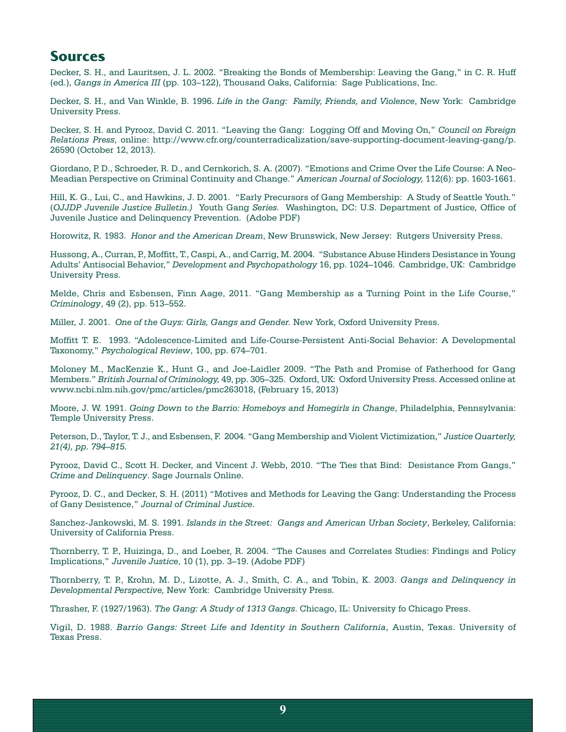## Sources

Decker, S. H., and Lauritsen, J. L. 2002. "Breaking the Bonds of Membership: Leaving the Gang," in C. R. Huff (ed.), *Gangs in America III* (pp. 103–122), Thousand Oaks, California: Sage Publications, Inc.

Decker, S. H., and Van Winkle, B. 1996. *Life in the Gang: Family, Friends, and Violence*, New York: Cambridge University Press.

Decker, S. H. and Pyrooz, David C. 2011. "Leaving the Gang: Logging Off and Moving On," *Council on Foreign Relations Press*, online: http://www.cfr.org/counterradicalization/save-supporting-document-leaving-gang/p.26590 (October 12, 2013).

Giordano, P. D., Schroeder, R. D., and Cernkorich, S. A. (2007). "Emotions and Crime Over the Life Course: A Neo-Meadian Perspective on Criminal Continuity and Change." *American Journal of Sociology,* 112(6): pp. 1603-1661.

Hill, K. G., Lui, C., and Hawkins, J. D. 2001. "Early Precursors of Gang Membership: A Study of Seattle Youth." (*OJJDP Juvenile Justice Bulletin.)* Youth Gang *Series.* Washington, DC: U.S. Department of Justice*,* Office of Juvenile Justice and Delinquency Prevention. (Adobe PDF)

Horowitz, R. 1983. *Honor and the American Dream*, New Brunswick, New Jersey: Rutgers University Press.

Hussong, A., Curran, P., Moffitt, T., Caspi, A., and Carrig, M. 2004. "Substance Abuse Hinders Desistance in Young Adults' Antisocial Behavior," *Development and Psychopathology* 16, pp. 1024–1046. Cambridge, UK: Cambridge University Press.

Melde, Chris and Esbensen, Finn Aage, 2011. "Gang Membership as a Turning Point in the Life Course," *Criminology*, 49 (2), pp. 513–552.

Miller, J. 2001. *One of the Guys: Girls, Gangs and Gender.* New York, Oxford University Press.

Moffitt T. E. 1993. "Adolescence-Limited and Life-Course-Persistent Anti-Social Behavior: A Developmental Taxonomy," *Psychological Review*, 100, pp. 674–701.

Moloney M., MacKenzie K., Hunt G., and Joe-Laidler 2009. "The Path and Promise of Fatherhood for Gang Members." *British Journal of Criminology,* 49, pp. 305–325. Oxford, UK: Oxford University Press. Accessed online at www.ncbi.nlm.nih.gov/pmc/articles/pmc263018, (February 15, 2013)

Moore, J. W. 1991. *Going Down to the Barrio: Homeboys and Homegirls in Change*, Philadelphia, Pennsylvania: Temple University Press.

Peterson, D., Taylor, T. J., and Esbensen, F. 2004. "Gang Membership and Violent Victimization," *Justice Quarterly, 21(4), pp. 794–815.*

Pyrooz, David C., Scott H. Decker, and Vincent J. Webb, 2010. "The Ties that Bind: Desistance From Gangs," *Crime and Delinquency*. Sage Journals Online.

Pyrooz, D. C., and Decker, S. H. (2011) "Motives and Methods for Leaving the Gang: Understanding the Process of Gany Desistence," *Journal of Criminal Justice.*

Sanchez-Jankowski, M. S. 1991. *Islands in the Street: Gangs and American Urban Society*, Berkeley, California: University of California Press.

Thornberry, T. P., Huizinga, D., and Loeber, R. 2004. "The Causes and Correlates Studies: Findings and Policy Implications," *Juvenile Justice*, 10 (1), pp. 3–19. (Adobe PDF)

Thornberry, T. P., Krohn, M. D., Lizotte, A. J., Smith, C. A., and Tobin, K. 2003. *Gangs and Delinquency in Developmental Perspective,* New York: Cambridge University Press.

Thrasher, F. (1927/1963). *The Gang: A Study of 1313 Gangs*. Chicago, IL: University fo Chicago Press.

Vigil, D. 1988. *Barrio Gangs: Street Life and Identity in Southern California*, Austin, Texas. University of Texas Press.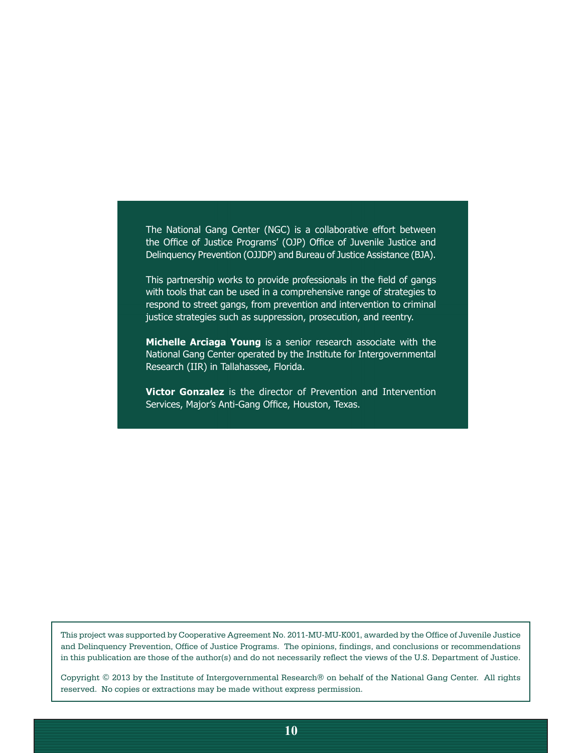The National Gang Center (NGC) is a collaborative effort between the Office of Justice Programs' (OJP) Office of Juvenile Justice and Delinquency Prevention (OJJDP) and Bureau of Justice Assistance (BJA).

This partnership works to provide professionals in the field of gangs with tools that can be used in a comprehensive range of strategies to respond to street gangs, from prevention and intervention to criminal justice strategies such as suppression, prosecution, and reentry.

**Michelle Arciaga Young** is a senior research associate with the National Gang Center operated by the Institute for Intergovernmental Research (IIR) in Tallahassee, Florida.

**Victor Gonzalez** is the director of Prevention and Intervention Services, Major's Anti-Gang Office, Houston, Texas.

This project was supported by Cooperative Agreement No. 2011-MU-MU-K001, awarded by the Office of Juvenile Justice and Delinquency Prevention, Office of Justice Programs. The opinions, findings, and conclusions or recommendations in this publication are those of the author(s) and do not necessarily reflect the views of the U.S. Department of Justice.

Copyright © 2013 by the Institute of Intergovernmental Research® on behalf of the National Gang Center. All rights reserved. No copies or extractions may be made without express permission.